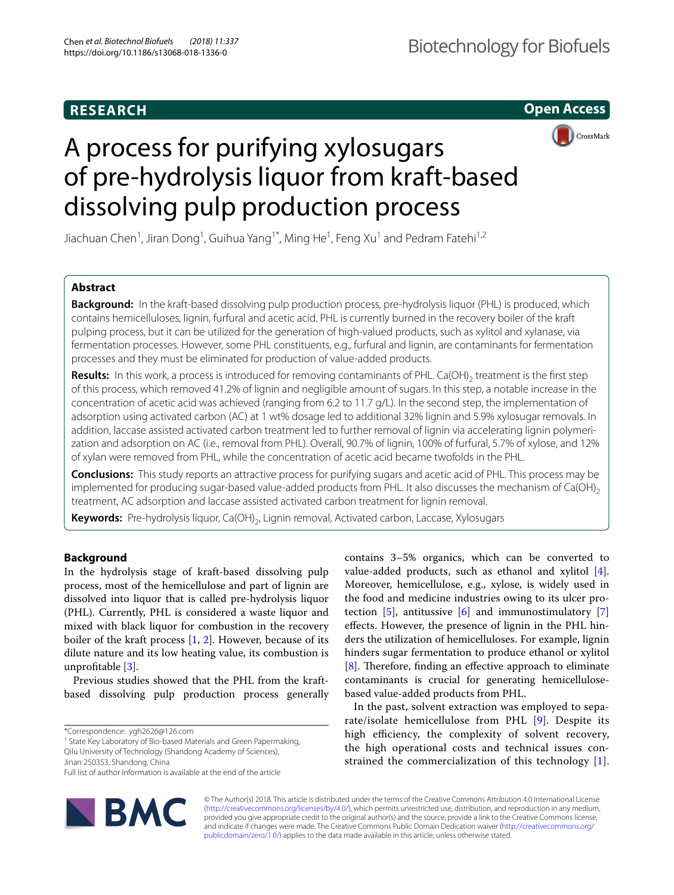**RESEARCH** **Open Access**

# A process for purifying xylosugars of pre-hydrolysis liquor from kraft-based dissolving pulp production process

Jiachuan Chen[1], Jiran Dong[1], Guihua Yang[1*], Ming He[1], Feng Xu[1] and Pedram Fatehi[1,2]

## Abstract

**Background:** In the kraft-based dissolving pulp production process, pre-hydrolysis liquor (PHL) is produced, which contains hemicelluloses, lignin, furfural and acetic acid. PHL is currently burned in the recovery boiler of the kraft pulping process, but it can be utilized for the generation of high-valued products, such as xylitol and xylanase, via fermentation processes. However, some PHL constituents, e.g., furfural and lignin, are contaminants for fermentation processes and they must be eliminated for production of value-added products.

**Results:** In this work, a process is introduced for removing contaminants of PHL. $Ca(OH)_2$ treatment is the first step of this process, which removed 41.2% of lignin and negligible amount of sugars. In this step, a notable increase in the concentration of acetic acid was achieved (ranging from 6.2 to 11.7 g/L). In the second step, the implementation of adsorption using activated carbon (AC) at 1 wt% dosage led to additional 32% lignin and 5.9% xylosugar removals. In addition, laccase assisted activated carbon treatment led to further removal of lignin via accelerating lignin polymerization and adsorption on AC (i.e., removal from PHL). Overall, 90.7% of lignin, 100% of furfural, 5.7% of xylose, and 12% of xylan were removed from PHL, while the concentration of acetic acid became twofolds in the PHL.

**Conclusions:** This study reports an attractive process for purifying sugars and acetic acid of PHL. This process may be implemented for producing sugar-based value-added products from PHL. It also discusses the mechanism of $Ca(OH)_2$ treatment, AC adsorption and laccase assisted activated carbon treatment for lignin removal.

**Keywords:** Pre-hydrolysis liquor, $Ca(OH)_2$, Lignin removal, Activated carbon, Laccase, Xylosugars

## Background

In the hydrolysis stage of kraft-based dissolving pulp process, most of the hemicellulose and part of lignin are dissolved into liquor that is called pre-hydrolysis liquor (PHL). Currently, PHL is considered a waste liquor and mixed with black liquor for combustion in the recovery boiler of the kraft process [1, 2]. However, because of its dilute nature and its low heating value, its combustion is unprofitable [3].

Previous studies showed that the PHL from the kraft-based dissolving pulp production process generally contains 3–5% organics, which can be converted to value-added products, such as ethanol and xylitol [4]. Moreover, hemicellulose, e.g., xylose, is widely used in the food and medicine industries owing to its ulcer protection [5], antitussive [6] and immunostimulatory [7] effects. However, the presence of lignin in the PHL hinders the utilization of hemicelluloses. For example, lignin hinders sugar fermentation to produce ethanol or xylitol [8]. Therefore, finding an effective approach to eliminate contaminants is crucial for generating hemicellulose-based value-added products from PHL.

In the past, solvent extraction was employed to separate/isolate hemicellulose from PHL [9]. Despite its high efficiency, the complexity of solvent recovery, the high operational costs and technical issues constrained the commercialization of this technology [1].

*Correspondence: ygh2626@126.com
[1] State Key Laboratory of Bio-based Materials and Green Papermaking, Qilu University of Technology (Shandong Academy of Sciences), Jinan 250353, Shandong, China
Full list of author information is available at the end of the article

© The Author(s) 2018. This article is distributed under the terms of the Creative Commons Attribution 4.0 International License (http://creativecommons.org/licenses/by/4.0/), which permits unrestricted use, distribution, and reproduction in any medium, provided you give appropriate credit to the original author(s) and the source, provide a link to the Creative Commons license, and indicate if changes were made. The Creative Commons Public Domain Dedication waiver (http://creativecommons.org/publicdomain/zero/1.0/) applies to the data made available in this article, unless otherwise stated.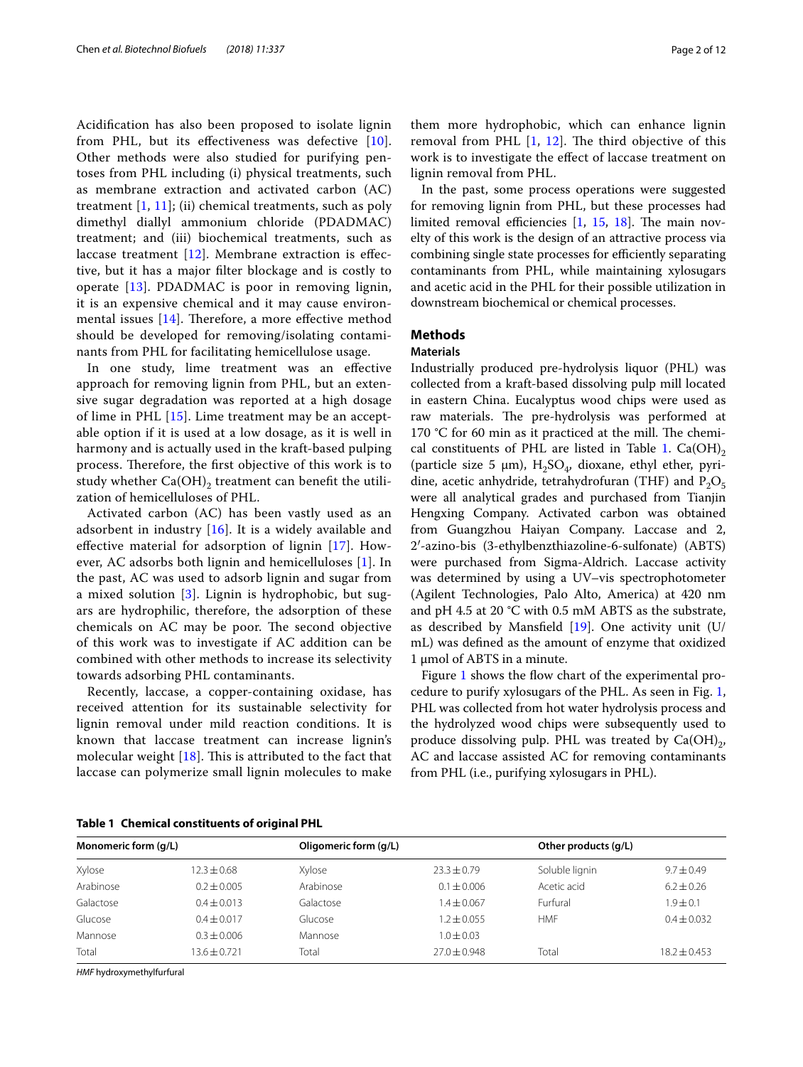Acidification has also been proposed to isolate lignin from PHL, but its effectiveness was defective [10]. Other methods were also studied for purifying pentoses from PHL including (i) physical treatments, such as membrane extraction and activated carbon (AC) treatment [1, 11]; (ii) chemical treatments, such as poly dimethyl diallyl ammonium chloride (PDADMAC) treatment; and (iii) biochemical treatments, such as laccase treatment [12]. Membrane extraction is effective, but it has a major filter blockage and is costly to operate [13]. PDADMAC is poor in removing lignin, it is an expensive chemical and it may cause environmental issues [14]. Therefore, a more effective method should be developed for removing/isolating contaminants from PHL for facilitating hemicellulose usage.

In one study, lime treatment was an effective approach for removing lignin from PHL, but an extensive sugar degradation was reported at a high dosage of lime in PHL [15]. Lime treatment may be an acceptable option if it is used at a low dosage, as it is well in harmony and is actually used in the kraft-based pulping process. Therefore, the first objective of this work is to study whether $Ca(OH)_2$ treatment can benefit the utilization of hemicelluloses of PHL.

Activated carbon (AC) has been vastly used as an adsorbent in industry [16]. It is a widely available and effective material for adsorption of lignin [17]. However, AC adsorbs both lignin and hemicelluloses [1]. In the past, AC was used to adsorb lignin and sugar from a mixed solution [3]. Lignin is hydrophobic, but sugars are hydrophilic, therefore, the adsorption of these chemicals on AC may be poor. The second objective of this work was to investigate if AC addition can be combined with other methods to increase its selectivity towards adsorbing PHL contaminants.

Recently, laccase, a copper-containing oxidase, has received attention for its sustainable selectivity for lignin removal under mild reaction conditions. It is known that laccase treatment can increase lignin's molecular weight [18]. This is attributed to the fact that laccase can polymerize small lignin molecules to make them more hydrophobic, which can enhance lignin removal from PHL [1, 12]. The third objective of this work is to investigate the effect of laccase treatment on lignin removal from PHL.

In the past, some process operations were suggested for removing lignin from PHL, but these processes had limited removal efficiencies [1, 15, 18]. The main novelty of this work is the design of an attractive process via combining single state processes for efficiently separating contaminants from PHL, while maintaining xylosugars and acetic acid in the PHL for their possible utilization in downstream biochemical or chemical processes.

## Methods

### Materials

Industrially produced pre-hydrolysis liquor (PHL) was collected from a kraft-based dissolving pulp mill located in eastern China. Eucalyptus wood chips were used as raw materials. The pre-hydrolysis was performed at 170 °C for 60 min as it practiced at the mill. The chemical constituents of PHL are listed in Table 1. $Ca(OH)_2$ (particle size 5 μm), $H_2SO_4$, dioxane, ethyl ether, pyridine, acetic anhydride, tetrahydrofuran (THF) and $P_2O_5$ were all analytical grades and purchased from Tianjin Hengxing Company. Activated carbon was obtained from Guangzhou Haiyan Company. Laccase and 2, 2′-azino-bis (3-ethylbenzthiazoline-6-sulfonate) (ABTS) were purchased from Sigma-Aldrich. Laccase activity was determined by using a UV–vis spectrophotometer (Agilent Technologies, Palo Alto, America) at 420 nm and pH 4.5 at 20 °C with 0.5 mM ABTS as the substrate, as described by Mansfield [19]. One activity unit (U/mL) was defined as the amount of enzyme that oxidized 1 μmol of ABTS in a minute.

Figure 1 shows the flow chart of the experimental procedure to purify xylosugars of the PHL. As seen in Fig. 1, PHL was collected from hot water hydrolysis process and the hydrolyzed wood chips were subsequently used to produce dissolving pulp. PHL was treated by $Ca(OH)_2$, AC and laccase assisted AC for removing contaminants from PHL (i.e., purifying xylosugars in PHL).

**Table 1 Chemical constituents of original PHL**

| Monomeric form (g/L) | | Oligomeric form (g/L) | | Other products (g/L) | |
|---|---|---|---|---|---|
| Xylose | 12.3 ± 0.68 | Xylose | 23.3 ± 0.79 | Soluble lignin | 9.7 ± 0.49 |
| Arabinose | 0.2 ± 0.005 | Arabinose | 0.1 ± 0.006 | Acetic acid | 6.2 ± 0.26 |
| Galactose | 0.4 ± 0.013 | Galactose | 1.4 ± 0.067 | Furfural | 1.9 ± 0.1 |
| Glucose | 0.4 ± 0.017 | Glucose | 1.2 ± 0.055 | HMF | 0.4 ± 0.032 |
| Mannose | 0.3 ± 0.006 | Mannose | 1.0 ± 0.03 | | |
| Total | 13.6 ± 0.721 | Total | 27.0 ± 0.948 | Total | 18.2 ± 0.453 |

*HMF* hydroxymethylfurfural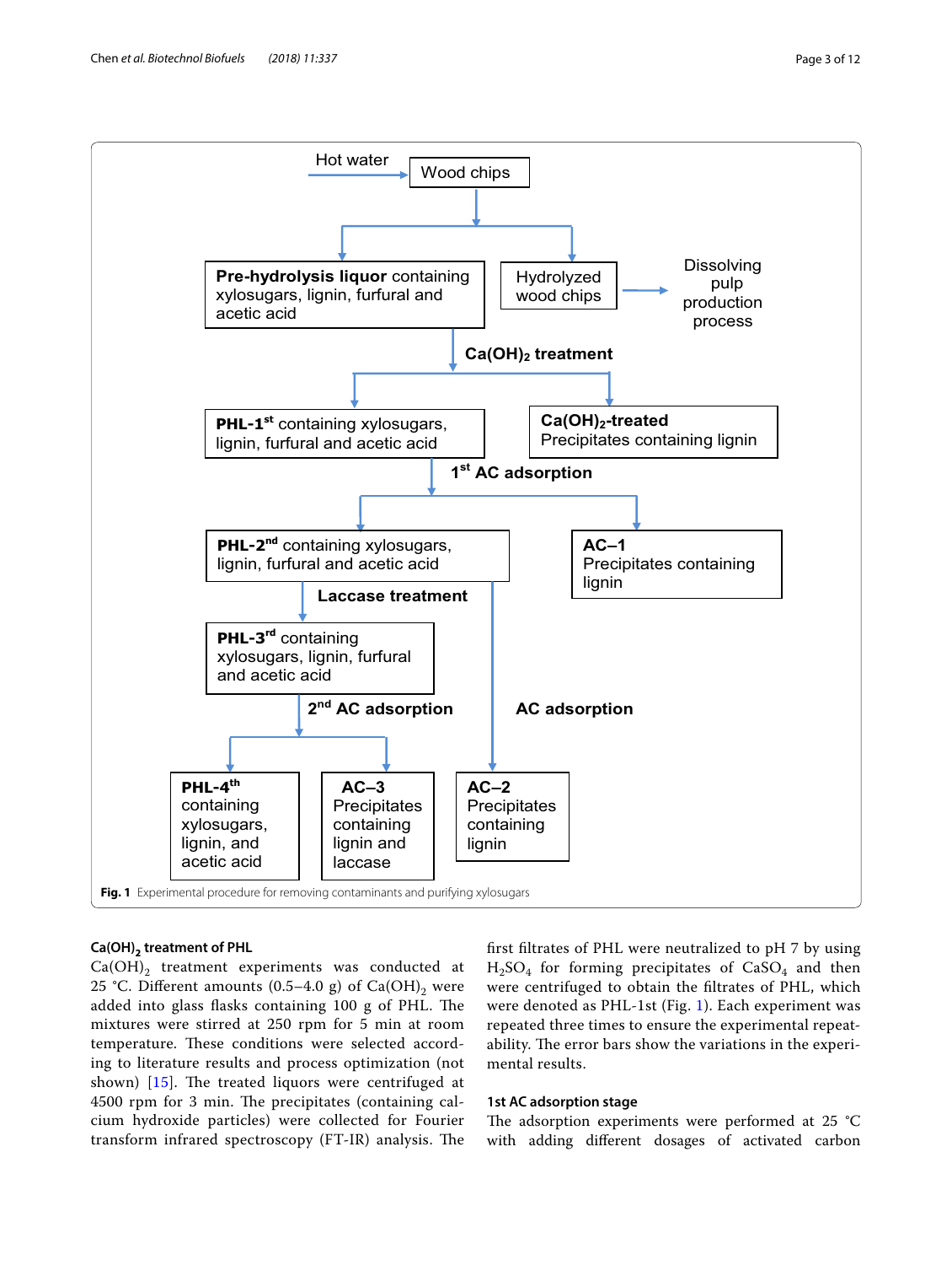Fig. 1 Experimental procedure for removing contaminants and purifying xylosugars

### $Ca(OH)_2$ treatment of PHL

$Ca(OH)_2$ treatment experiments was conducted at 25 °C. Different amounts (0.5–4.0 g) of $Ca(OH)_2$ were added into glass flasks containing 100 g of PHL. The mixtures were stirred at 250 rpm for 5 min at room temperature. These conditions were selected according to literature results and process optimization (not shown) [15]. The treated liquors were centrifuged at 4500 rpm for 3 min. The precipitates (containing calcium hydroxide particles) were collected for Fourier transform infrared spectroscopy (FT-IR) analysis. The first filtrates of PHL were neutralized to pH 7 by using $H_2SO_4$ for forming precipitates of $CaSO_4$ and then were centrifuged to obtain the filtrates of PHL, which were denoted as PHL-1st (Fig. 1). Each experiment was repeated three times to ensure the experimental repeatability. The error bars show the variations in the experimental results.

### 1st AC adsorption stage

The adsorption experiments were performed at 25 °C with adding different dosages of activated carbon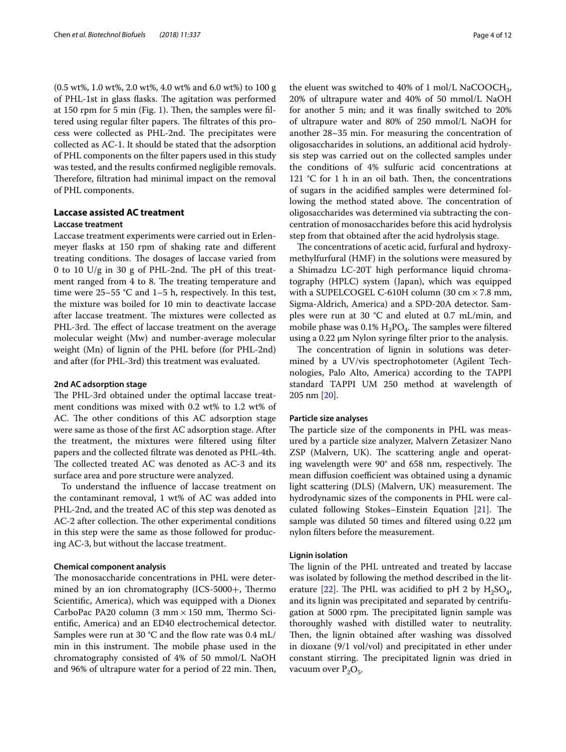(0.5 wt%, 1.0 wt%, 2.0 wt%, 4.0 wt% and 6.0 wt%) to 100 g of PHL-1st in glass flasks. The agitation was performed at 150 rpm for 5 min (Fig. 1). Then, the samples were filtered using regular filter papers. The filtrates of this process were collected as PHL-2nd. The precipitates were collected as AC-1. It should be stated that the adsorption of PHL components on the filter papers used in this study was tested, and the results confirmed negligible removals. Therefore, filtration had minimal impact on the removal of PHL components.

## Laccase assisted AC treatment

### Laccase treatment

Laccase treatment experiments were carried out in Erlenmeyer flasks at 150 rpm of shaking rate and different treating conditions. The dosages of laccase varied from 0 to 10 U/g in 30 g of PHL-2nd. The pH of this treatment ranged from 4 to 8. The treating temperature and time were 25–55 °C and 1–5 h, respectively. In this test, the mixture was boiled for 10 min to deactivate laccase after laccase treatment. The mixtures were collected as PHL-3rd. The effect of laccase treatment on the average molecular weight (Mw) and number-average molecular weight (Mn) of lignin of the PHL before (for PHL-2nd) and after (for PHL-3rd) this treatment was evaluated.

### 2nd AC adsorption stage

The PHL-3rd obtained under the optimal laccase treatment conditions was mixed with 0.2 wt% to 1.2 wt% of AC. The other conditions of this AC adsorption stage were same as those of the first AC adsorption stage. After the treatment, the mixtures were filtered using filter papers and the collected filtrate was denoted as PHL-4th. The collected treated AC was denoted as AC-3 and its surface area and pore structure were analyzed.

To understand the influence of laccase treatment on the contaminant removal, 1 wt% of AC was added into PHL-2nd, and the treated AC of this step was denoted as AC-2 after collection. The other experimental conditions in this step were the same as those followed for producing AC-3, but without the laccase treatment.

### Chemical component analysis

The monosaccharide concentrations in PHL were determined by an ion chromatography (ICS-5000+, Thermo Scientific, America), which was equipped with a Dionex CarboPac PA20 column (3 mm × 150 mm, Thermo Scientific, America) and an ED40 electrochemical detector. Samples were run at 30 °C and the flow rate was 0.4 mL/min in this instrument. The mobile phase used in the chromatography consisted of 4% of 50 mmol/L NaOH and 96% of ultrapure water for a period of 22 min. Then, the eluent was switched to 40% of 1 mol/L $NaCOOCH_3$, 20% of ultrapure water and 40% of 50 mmol/L NaOH for another 5 min; and it was finally switched to 20% of ultrapure water and 80% of 250 mmol/L NaOH for another 28–35 min. For measuring the concentration of oligosaccharides in solutions, an additional acid hydrolysis step was carried out on the collected samples under the conditions of 4% sulfuric acid concentrations at 121 °C for 1 h in an oil bath. Then, the concentrations of sugars in the acidified samples were determined following the method stated above. The concentration of oligosaccharides was determined via subtracting the concentration of monosaccharides before this acid hydrolysis step from that obtained after the acid hydrolysis stage.

The concentrations of acetic acid, furfural and hydroxymethylfurfural (HMF) in the solutions were measured by a Shimadzu LC-20T high performance liquid chromatography (HPLC) system (Japan), which was equipped with a SUPELCOGEL C-610H column (30 cm × 7.8 mm, Sigma-Aldrich, America) and a SPD-20A detector. Samples were run at 30 °C and eluted at 0.7 mL/min, and mobile phase was 0.1% $H_3PO_4$. The samples were filtered using a 0.22 μm Nylon syringe filter prior to the analysis.

The concentration of lignin in solutions was determined by a UV/vis spectrophotometer (Agilent Technologies, Palo Alto, America) according to the TAPPI standard TAPPI UM 250 method at wavelength of 205 nm [20].

### Particle size analyses

The particle size of the components in PHL was measured by a particle size analyzer, Malvern Zetasizer Nano ZSP (Malvern, UK). The scattering angle and operating wavelength were 90° and 658 nm, respectively. The mean diffusion coefficient was obtained using a dynamic light scattering (DLS) (Malvern, UK) measurement. The hydrodynamic sizes of the components in PHL were calculated following Stokes–Einstein Equation [21]. The sample was diluted 50 times and filtered using 0.22 μm nylon filters before the measurement.

### Lignin isolation

The lignin of the PHL untreated and treated by laccase was isolated by following the method described in the literature [22]. The PHL was acidified to pH 2 by $H_2SO_4$, and its lignin was precipitated and separated by centrifugation at 5000 rpm. The precipitated lignin sample was thoroughly washed with distilled water to neutrality. Then, the lignin obtained after washing was dissolved in dioxane (9/1 vol/vol) and precipitated in ether under constant stirring. The precipitated lignin was dried in vacuum over $P_2O_5$.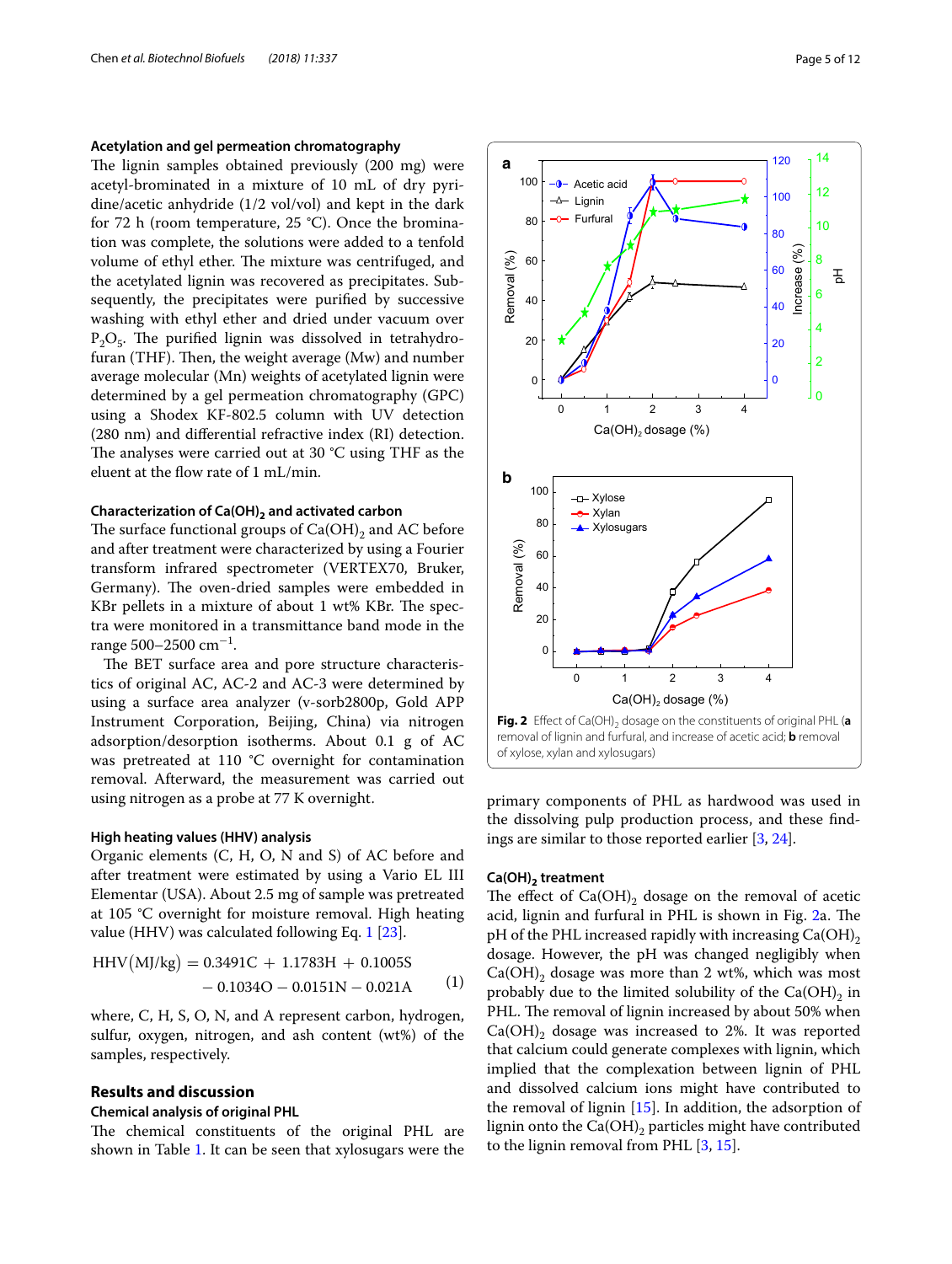### Acetylation and gel permeation chromatography

The lignin samples obtained previously (200 mg) were acetyl-brominated in a mixture of 10 mL of dry pyridine/acetic anhydride (1/2 vol/vol) and kept in the dark for 72 h (room temperature, 25 °C). Once the bromination was complete, the solutions were added to a tenfold volume of ethyl ether. The mixture was centrifuged, and the acetylated lignin was recovered as precipitates. Subsequently, the precipitates were purified by successive washing with ethyl ether and dried under vacuum over $P_2O_5$. The purified lignin was dissolved in tetrahydrofuran (THF). Then, the weight average (Mw) and number average molecular (Mn) weights of acetylated lignin were determined by a gel permeation chromatography (GPC) using a Shodex KF-802.5 column with UV detection (280 nm) and differential refractive index (RI) detection. The analyses were carried out at 30 °C using THF as the eluent at the flow rate of 1 mL/min.

### Characterization of $Ca(OH)_2$ and activated carbon

The surface functional groups of $Ca(OH)_2$ and AC before and after treatment were characterized by using a Fourier transform infrared spectrometer (VERTEX70, Bruker, Germany). The oven-dried samples were embedded in KBr pellets in a mixture of about 1 wt% KBr. The spectra were monitored in a transmittance band mode in the range 500–2500 $cm^{-1}$.

The BET surface area and pore structure characteristics of original AC, AC-2 and AC-3 were determined by using a surface area analyzer (v-sorb2800p, Gold APP Instrument Corporation, Beijing, China) via nitrogen adsorption/desorption isotherms. About 0.1 g of AC was pretreated at 110 °C overnight for contamination removal. Afterward, the measurement was carried out using nitrogen as a probe at 77 K overnight.

### High heating values (HHV) analysis

Organic elements (C, H, O, N and S) of AC before and after treatment were estimated by using a Vario EL III Elementar (USA). About 2.5 mg of sample was pretreated at 105 °C overnight for moisture removal. High heating value (HHV) was calculated following Eq. 1 [23].

$$\mathrm{HHV(MJ/kg)} = 0.3491\mathrm{C} + 1.1783\mathrm{H} + 0.1005\mathrm{S} - 0.1034\mathrm{O} - 0.0151\mathrm{N} - 0.021\mathrm{A} \quad (1)$$

where, C, H, S, O, N, and A represent carbon, hydrogen, sulfur, oxygen, nitrogen, and ash content (wt%) of the samples, respectively.

## Results and discussion

### Chemical analysis of original PHL

The chemical constituents of the original PHL are shown in Table 1. It can be seen that xylosugars were the primary components of PHL as hardwood was used in the dissolving pulp production process, and these findings are similar to those reported earlier [3, 24].

**Fig. 2** Effect of $Ca(OH)_2$ dosage on the constituents of original PHL (**a** removal of lignin and furfural, and increase of acetic acid; **b** removal of xylose, xylan and xylosugars)

### $Ca(OH)_2$ treatment

The effect of $Ca(OH)_2$ dosage on the removal of acetic acid, lignin and furfural in PHL is shown in Fig. 2a. The pH of the PHL increased rapidly with increasing $Ca(OH)_2$ dosage. However, the pH was changed negligibly when $Ca(OH)_2$ dosage was more than 2 wt%, which was most probably due to the limited solubility of the $Ca(OH)_2$ in PHL. The removal of lignin increased by about 50% when $Ca(OH)_2$ dosage was increased to 2%. It was reported that calcium could generate complexes with lignin, which implied that the complexation between lignin of PHL and dissolved calcium ions might have contributed to the removal of lignin [15]. In addition, the adsorption of lignin onto the $Ca(OH)_2$ particles might have contributed to the lignin removal from PHL [3, 15].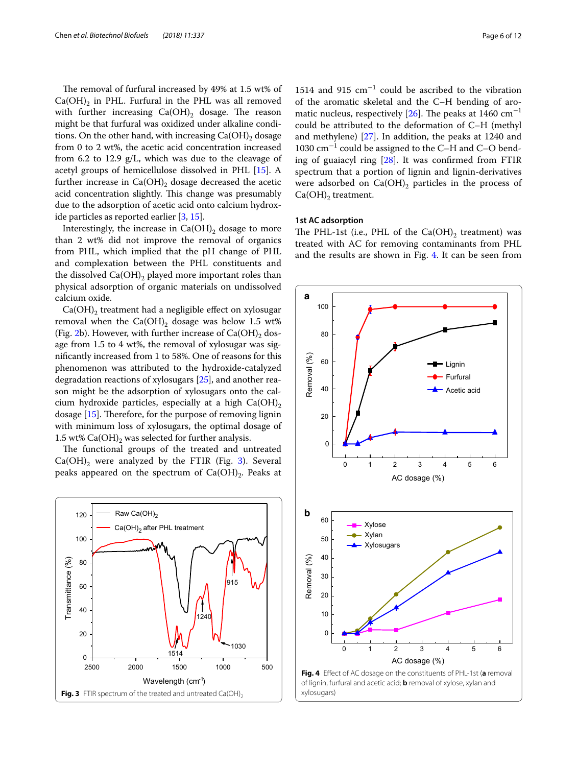The removal of furfural increased by 49% at 1.5 wt% of $Ca(OH)_2$ in PHL. Furfural in the PHL was all removed with further increasing $Ca(OH)_2$ dosage. The reason might be that furfural was oxidized under alkaline conditions. On the other hand, with increasing $Ca(OH)_2$ dosage from 0 to 2 wt%, the acetic acid concentration increased from 6.2 to 12.9 g/L, which was due to the cleavage of acetyl groups of hemicellulose dissolved in PHL [15]. A further increase in $Ca(OH)_2$ dosage decreased the acetic acid concentration slightly. This change was presumably due to the adsorption of acetic acid onto calcium hydroxide particles as reported earlier [3, 15].

Interestingly, the increase in $Ca(OH)_2$ dosage to more than 2 wt% did not improve the removal of organics from PHL, which implied that the pH change of PHL and complexation between the PHL constituents and the dissolved $Ca(OH)_2$ played more important roles than physical adsorption of organic materials on undissolved calcium oxide.

$Ca(OH)_2$ treatment had a negligible effect on xylosugar removal when the $Ca(OH)_2$ dosage was below 1.5 wt% (Fig. 2b). However, with further increase of $Ca(OH)_2$ dosage from 1.5 to 4 wt%, the removal of xylosugar was significantly increased from 1 to 58%. One of reasons for this phenomenon was attributed to the hydroxide-catalyzed degradation reactions of xylosugars [25], and another reason might be the adsorption of xylosugars onto the calcium hydroxide particles, especially at a high $Ca(OH)_2$ dosage [15]. Therefore, for the purpose of removing lignin with minimum loss of xylosugars, the optimal dosage of 1.5 wt% $Ca(OH)_2$ was selected for further analysis.

The functional groups of the treated and untreated $Ca(OH)_2$ were analyzed by the FTIR (Fig. 3). Several peaks appeared on the spectrum of $Ca(OH)_2$. Peaks at 1514 and 915 $cm^{-1}$ could be ascribed to the vibration of the aromatic skeletal and the C–H bending of aromatic nucleus, respectively [26]. The peaks at 1460 $cm^{-1}$ could be attributed to the deformation of C–H (methyl and methylene) [27]. In addition, the peaks at 1240 and 1030 $cm^{-1}$ could be assigned to the C–H and C–O bending of guaiacyl ring [28]. It was confirmed from FTIR spectrum that a portion of lignin and lignin-derivatives were adsorbed on $Ca(OH)_2$ particles in the process of $Ca(OH)_2$ treatment.

**Fig. 3** FTIR spectrum of the treated and untreated $Ca(OH)_2$

### 1st AC adsorption

The PHL-1st (i.e., PHL of the $Ca(OH)_2$ treatment) was treated with AC for removing contaminants from PHL and the results are shown in Fig. 4. It can be seen from

**Fig. 4** Effect of AC dosage on the constituents of PHL-1st (**a** removal of lignin, furfural and acetic acid; **b** removal of xylose, xylan and xylosugars)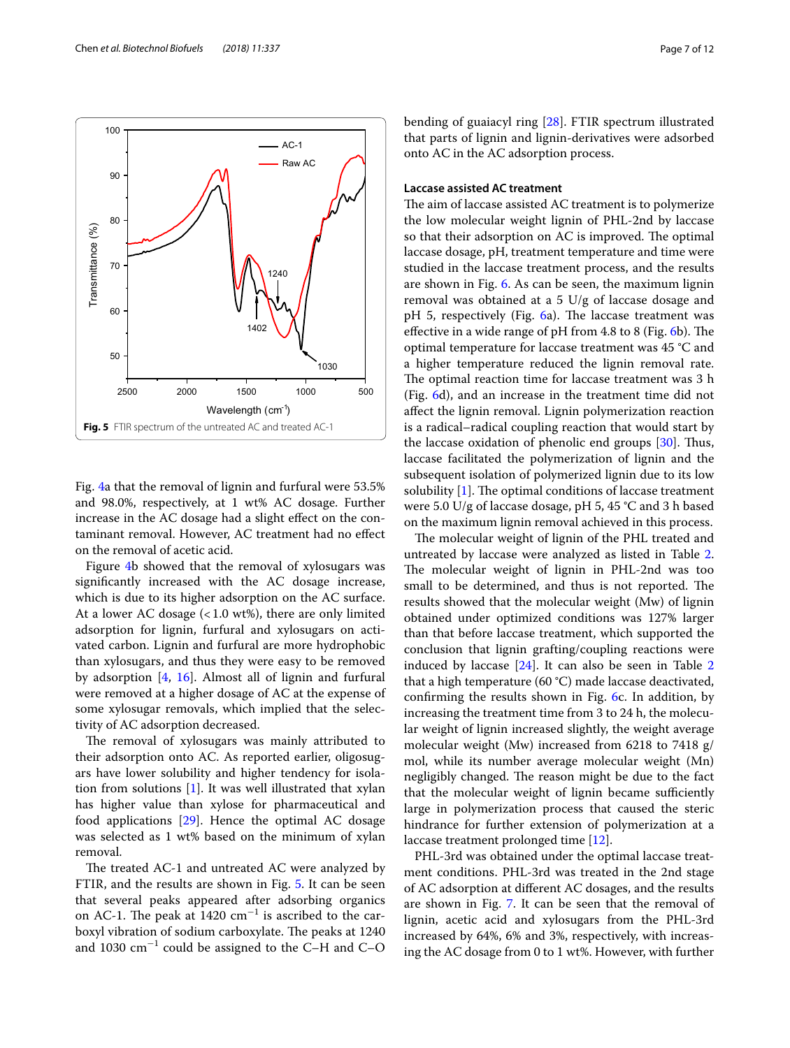Fig. 5 FTIR spectrum of the untreated AC and treated AC-1

Fig. 4a that the removal of lignin and furfural were 53.5% and 98.0%, respectively, at 1 wt% AC dosage. Further increase in the AC dosage had a slight effect on the contaminant removal. However, AC treatment had no effect on the removal of acetic acid.

Figure 4b showed that the removal of xylosugars was significantly increased with the AC dosage increase, which is due to its higher adsorption on the AC surface. At a lower AC dosage (< 1.0 wt%), there are only limited adsorption for lignin, furfural and xylosugars on activated carbon. Lignin and furfural are more hydrophobic than xylosugars, and thus they were easy to be removed by adsorption [4, 16]. Almost all of lignin and furfural were removed at a higher dosage of AC at the expense of some xylosugar removals, which implied that the selectivity of AC adsorption decreased.

The removal of xylosugars was mainly attributed to their adsorption onto AC. As reported earlier, oligosugars have lower solubility and higher tendency for isolation from solutions [1]. It was well illustrated that xylan has higher value than xylose for pharmaceutical and food applications [29]. Hence the optimal AC dosage was selected as 1 wt% based on the minimum of xylan removal.

The treated AC-1 and untreated AC were analyzed by FTIR, and the results are shown in Fig. 5. It can be seen that several peaks appeared after adsorbing organics on AC-1. The peak at 1420 $cm^{-1}$ is ascribed to the carboxyl vibration of sodium carboxylate. The peaks at 1240 and 1030 $cm^{-1}$ could be assigned to the C–H and C–O bending of guaiacyl ring [28]. FTIR spectrum illustrated that parts of lignin and lignin-derivatives were adsorbed onto AC in the AC adsorption process.

### Laccase assisted AC treatment

The aim of laccase assisted AC treatment is to polymerize the low molecular weight lignin of PHL-2nd by laccase so that their adsorption on AC is improved. The optimal laccase dosage, pH, treatment temperature and time were studied in the laccase treatment process, and the results are shown in Fig. 6. As can be seen, the maximum lignin removal was obtained at a 5 U/g of laccase dosage and pH 5, respectively (Fig. 6a). The laccase treatment was effective in a wide range of pH from 4.8 to 8 (Fig. 6b). The optimal temperature for laccase treatment was 45 °C and a higher temperature reduced the lignin removal rate. The optimal reaction time for laccase treatment was 3 h (Fig. 6d), and an increase in the treatment time did not affect the lignin removal. Lignin polymerization reaction is a radical–radical coupling reaction that would start by the laccase oxidation of phenolic end groups [30]. Thus, laccase facilitated the polymerization of lignin and the subsequent isolation of polymerized lignin due to its low solubility [1]. The optimal conditions of laccase treatment were 5.0 U/g of laccase dosage, pH 5, 45 °C and 3 h based on the maximum lignin removal achieved in this process.

The molecular weight of lignin of the PHL treated and untreated by laccase were analyzed as listed in Table 2. The molecular weight of lignin in PHL-2nd was too small to be determined, and thus is not reported. The results showed that the molecular weight (Mw) of lignin obtained under optimized conditions was 127% larger than that before laccase treatment, which supported the conclusion that lignin grafting/coupling reactions were induced by laccase [24]. It can also be seen in Table 2 that a high temperature (60 °C) made laccase deactivated, confirming the results shown in Fig. 6c. In addition, by increasing the treatment time from 3 to 24 h, the molecular weight of lignin increased slightly, the weight average molecular weight (Mw) increased from 6218 to 7418 g/mol, while its number average molecular weight (Mn) negligibly changed. The reason might be due to the fact that the molecular weight of lignin became sufficiently large in polymerization process that caused the steric hindrance for further extension of polymerization at a laccase treatment prolonged time [12].

PHL-3rd was obtained under the optimal laccase treatment conditions. PHL-3rd was treated in the 2nd stage of AC adsorption at different AC dosages, and the results are shown in Fig. 7. It can be seen that the removal of lignin, acetic acid and xylosugars from the PHL-3rd increased by 64%, 6% and 3%, respectively, with increasing the AC dosage from 0 to 1 wt%. However, with further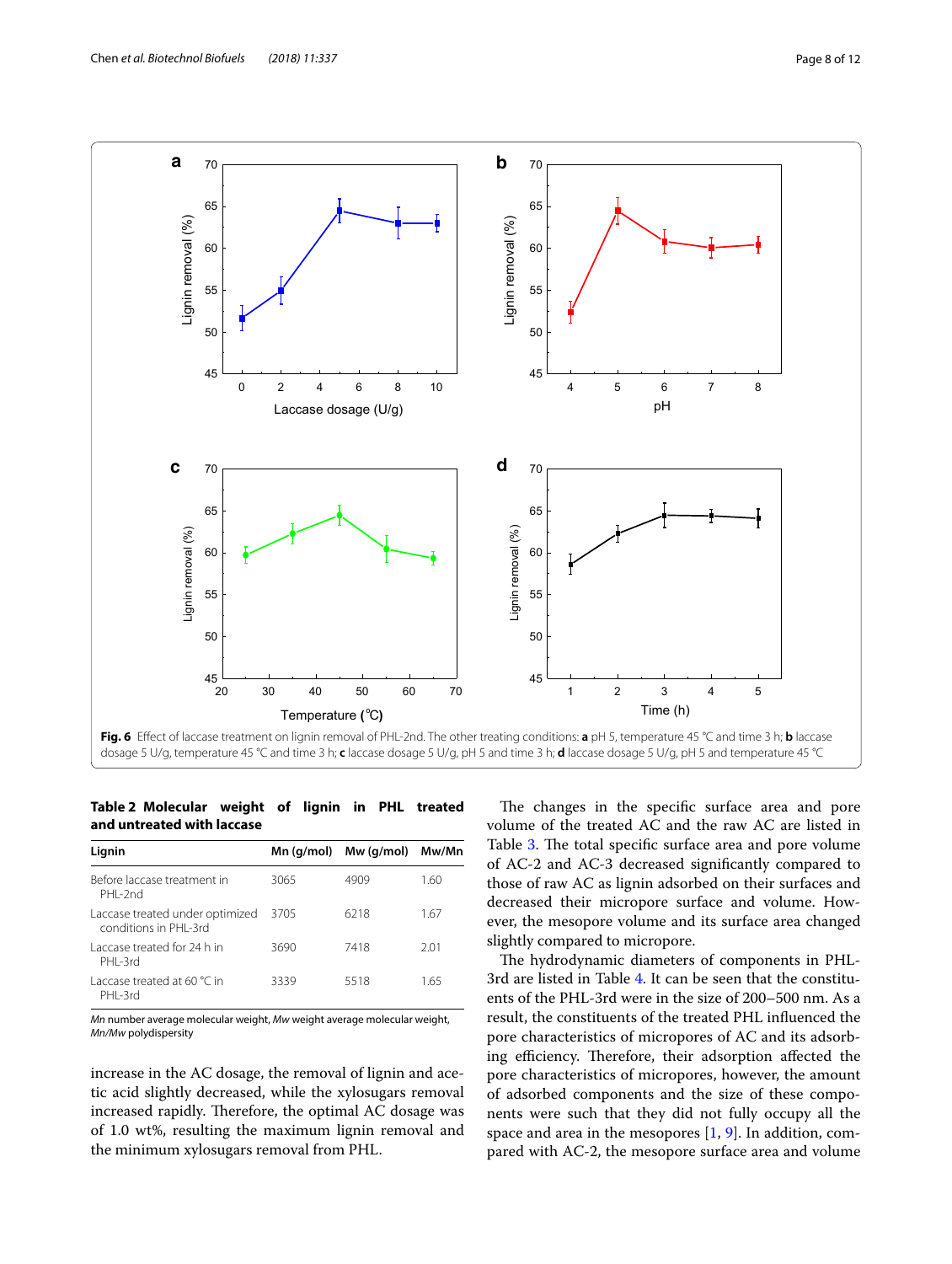Fig. 6 Effect of laccase treatment on lignin removal of PHL-2nd. The other treating conditions: **a** pH 5, temperature 45 °C and time 3 h; **b** laccase dosage 5 U/g, temperature 45 °C and time 3 h; **c** laccase dosage 5 U/g, pH 5 and time 3 h; **d** laccase dosage 5 U/g, pH 5 and temperature 45 °C

**Table 2 Molecular weight of lignin in PHL treated and untreated with laccase**

| Lignin | Mn (g/mol) | Mw (g/mol) | Mw/Mn |
|---|---|---|---|
| Before laccase treatment in PHL-2nd | 3065 | 4909 | 1.60 |
| Laccase treated under optimized conditions in PHL-3rd | 3705 | 6218 | 1.67 |
| Laccase treated for 24 h in PHL-3rd | 3690 | 7418 | 2.01 |
| Laccase treated at 60 °C in PHL-3rd | 3339 | 5518 | 1.65 |

*Mn* number average molecular weight, *Mw* weight average molecular weight, *Mn/Mw* polydispersity

increase in the AC dosage, the removal of lignin and acetic acid slightly decreased, while the xylosugars removal increased rapidly. Therefore, the optimal AC dosage was of 1.0 wt%, resulting the maximum lignin removal and the minimum xylosugars removal from PHL.

The changes in the specific surface area and pore volume of the treated AC and the raw AC are listed in Table 3. The total specific surface area and pore volume of AC-2 and AC-3 decreased significantly compared to those of raw AC as lignin adsorbed on their surfaces and decreased their micropore surface and volume. However, the mesopore volume and its surface area changed slightly compared to micropore.

The hydrodynamic diameters of components in PHL-3rd are listed in Table 4. It can be seen that the constituents of the PHL-3rd were in the size of 200–500 nm. As a result, the constituents of the treated PHL influenced the pore characteristics of micropores of AC and its adsorbing efficiency. Therefore, their adsorption affected the pore characteristics of micropores, however, the amount of adsorbed components and the size of these components were such that they did not fully occupy all the space and area in the mesopores [1, 9]. In addition, compared with AC-2, the mesopore surface area and volume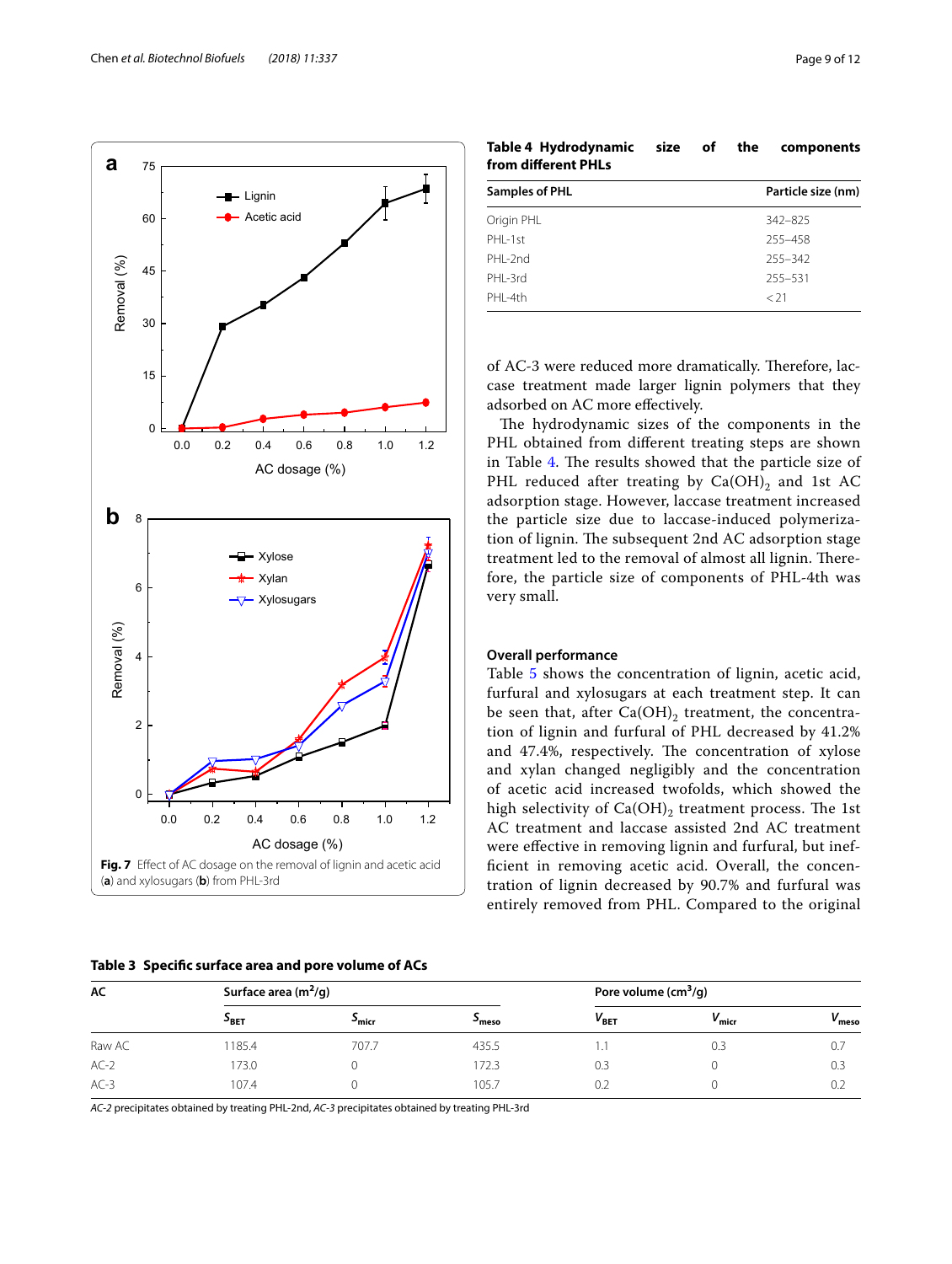**Fig. 7** Effect of AC dosage on the removal of lignin and acetic acid (**a**) and xylosugars (**b**) from PHL-3rd

**Table 4 Hydrodynamic size of the components from different PHLs**

| Samples of PHL | Particle size (nm) |
|---|---|
| Origin PHL | 342–825 |
| PHL-1st | 255–458 |
| PHL-2nd | 255–342 |
| PHL-3rd | 255–531 |
| PHL-4th | < 21 |

of AC-3 were reduced more dramatically. Therefore, laccase treatment made larger lignin polymers that they adsorbed on AC more effectively.

The hydrodynamic sizes of the components in the PHL obtained from different treating steps are shown in Table 4. The results showed that the particle size of PHL reduced after treating by $Ca(OH)_2$ and 1st AC adsorption stage. However, laccase treatment increased the particle size due to laccase-induced polymerization of lignin. The subsequent 2nd AC adsorption stage treatment led to the removal of almost all lignin. Therefore, the particle size of components of PHL-4th was very small.

### Overall performance

Table 5 shows the concentration of lignin, acetic acid, furfural and xylosugars at each treatment step. It can be seen that, after $Ca(OH)_2$ treatment, the concentration of lignin and furfural of PHL decreased by 41.2% and 47.4%, respectively. The concentration of xylose and xylan changed negligibly and the concentration of acetic acid increased twofolds, which showed the high selectivity of $Ca(OH)_2$ treatment process. The 1st AC treatment and laccase assisted 2nd AC treatment were effective in removing lignin and furfural, but inefficient in removing acetic acid. Overall, the concentration of lignin decreased by 90.7% and furfural was entirely removed from PHL. Compared to the original

**Table 3 Specific surface area and pore volume of ACs**

| AC | Surface area ($m^2$/g) | | | Pore volume ($cm^3$/g) | | |
|---|---|---|---|---|---|---|
| | $S_{BET}$ | $S_{micr}$ | $S_{meso}$ | $V_{BET}$ | $V_{micr}$ | $V_{meso}$ |
| Raw AC | 1185.4 | 707.7 | 435.5 | 1.1 | 0.3 | 0.7 |
| AC-2 | 173.0 | 0 | 172.3 | 0.3 | 0 | 0.3 |
| AC-3 | 107.4 | 0 | 105.7 | 0.2 | 0 | 0.2 |

*AC-2* precipitates obtained by treating PHL-2nd, *AC-3* precipitates obtained by treating PHL-3rd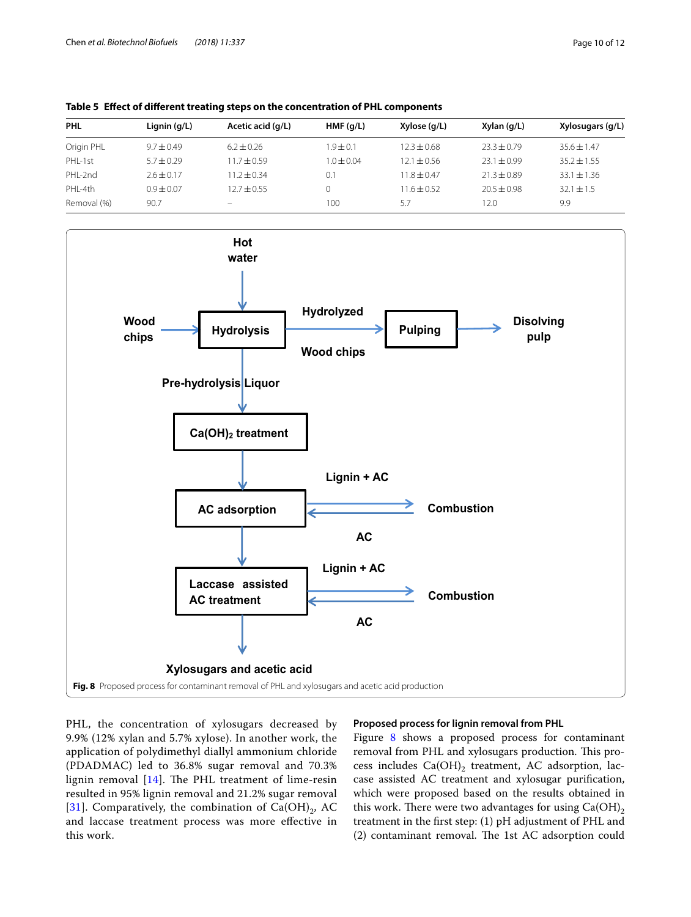**Table 5 Effect of different treating steps on the concentration of PHL components**

| PHL | Lignin (g/L) | Acetic acid (g/L) | HMF (g/L) | Xylose (g/L) | Xylan (g/L) | Xylosugars (g/L) |
|---|---|---|---|---|---|---|
| Origin PHL | 9.7 ± 0.49 | 6.2 ± 0.26 | 1.9 ± 0.1 | 12.3 ± 0.68 | 23.3 ± 0.79 | 35.6 ± 1.47 |
| PHL-1st | 5.7 ± 0.29 | 11.7 ± 0.59 | 1.0 ± 0.04 | 12.1 ± 0.56 | 23.1 ± 0.99 | 35.2 ± 1.55 |
| PHL-2nd | 2.6 ± 0.17 | 11.2 ± 0.34 | 0.1 | 11.8 ± 0.47 | 21.3 ± 0.89 | 33.1 ± 1.36 |
| PHL-4th | 0.9 ± 0.07 | 12.7 ± 0.55 | 0 | 11.6 ± 0.52 | 20.5 ± 0.98 | 32.1 ± 1.5 |
| Removal (%) | 90.7 | – | 100 | 5.7 | 12.0 | 9.9 |

**Fig. 8** Proposed process for contaminant removal of PHL and xylosugars and acetic acid production

PHL, the concentration of xylosugars decreased by 9.9% (12% xylan and 5.7% xylose). In another work, the application of polydimethyl diallyl ammonium chloride (PDADMAC) led to 36.8% sugar removal and 70.3% lignin removal [14]. The PHL treatment of lime-resin resulted in 95% lignin removal and 21.2% sugar removal [31]. Comparatively, the combination of $Ca(OH)_2$, AC and laccase treatment process was more effective in this work.

### Proposed process for lignin removal from PHL

Figure 8 shows a proposed process for contaminant removal from PHL and xylosugars production. This process includes $Ca(OH)_2$ treatment, AC adsorption, laccase assisted AC treatment and xylosugar purification, which were proposed based on the results obtained in this work. There were two advantages for using $Ca(OH)_2$ treatment in the first step: (1) pH adjustment of PHL and (2) contaminant removal. The 1st AC adsorption could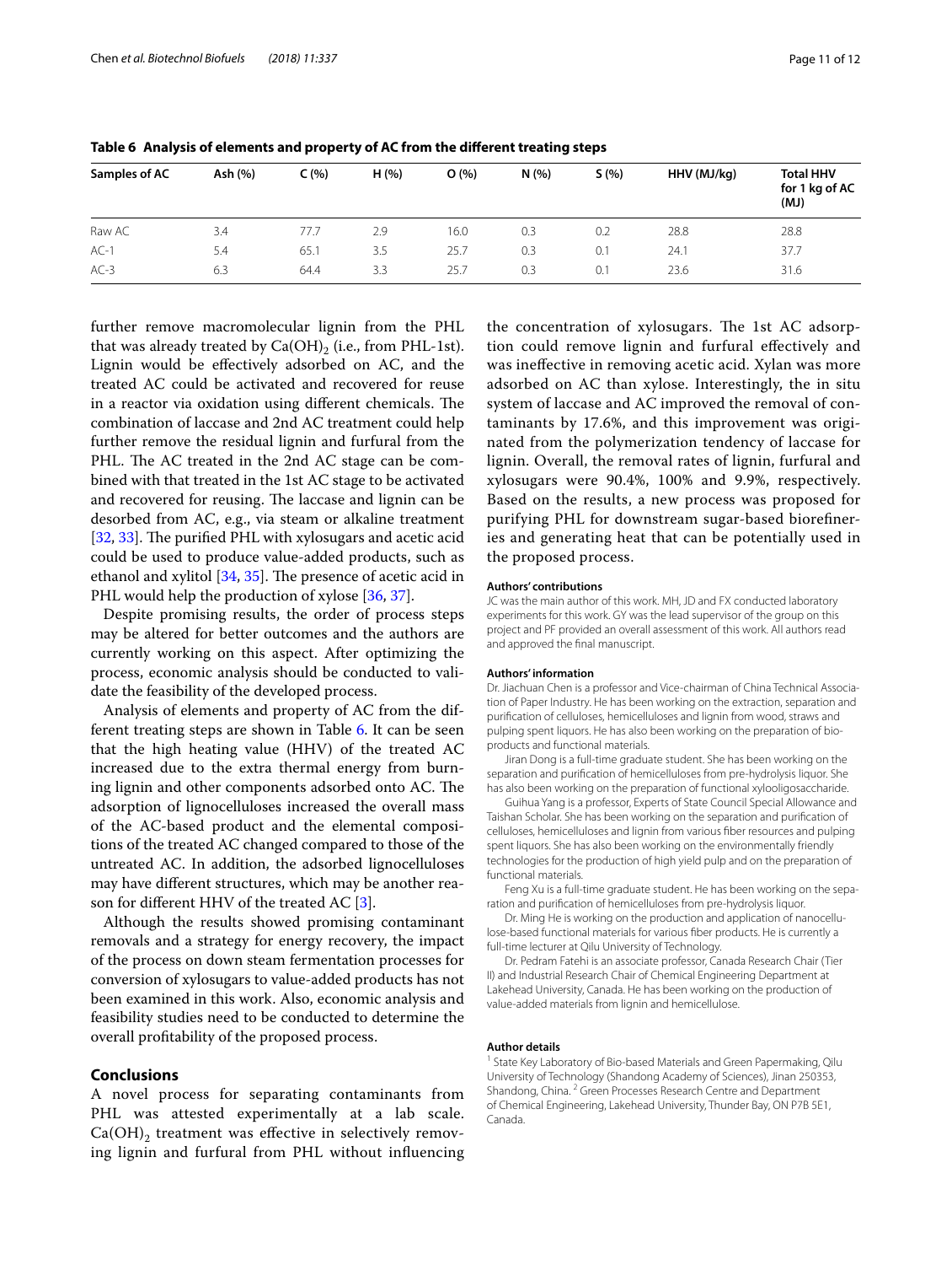**Table 6 Analysis of elements and property of AC from the different treating steps**

| Samples of AC | Ash (%) | C (%) | H (%) | O (%) | N (%) | S (%) | HHV (MJ/kg) | Total HHV for 1 kg of AC (MJ) |
|---|---|---|---|---|---|---|---|---|
| Raw AC | 3.4 | 77.7 | 2.9 | 16.0 | 0.3 | 0.2 | 28.8 | 28.8 |
| AC-1 | 5.4 | 65.1 | 3.5 | 25.7 | 0.3 | 0.1 | 24.1 | 37.7 |
| AC-3 | 6.3 | 64.4 | 3.3 | 25.7 | 0.3 | 0.1 | 23.6 | 31.6 |

further remove macromolecular lignin from the PHL that was already treated by $Ca(OH)_2$ (i.e., from PHL-1st). Lignin would be effectively adsorbed on AC, and the treated AC could be activated and recovered for reuse in a reactor via oxidation using different chemicals. The combination of laccase and 2nd AC treatment could help further remove the residual lignin and furfural from the PHL. The AC treated in the 2nd AC stage can be combined with that treated in the 1st AC stage to be activated and recovered for reusing. The laccase and lignin can be desorbed from AC, e.g., via steam or alkaline treatment [32, 33]. The purified PHL with xylosugars and acetic acid could be used to produce value-added products, such as ethanol and xylitol [34, 35]. The presence of acetic acid in PHL would help the production of xylose [36, 37].

Despite promising results, the order of process steps may be altered for better outcomes and the authors are currently working on this aspect. After optimizing the process, economic analysis should be conducted to validate the feasibility of the developed process.

Analysis of elements and property of AC from the different treating steps are shown in Table 6. It can be seen that the high heating value (HHV) of the treated AC increased due to the extra thermal energy from burning lignin and other components adsorbed onto AC. The adsorption of lignocelluloses increased the overall mass of the AC-based product and the elemental compositions of the treated AC changed compared to those of the untreated AC. In addition, the adsorbed lignocelluloses may have different structures, which may be another reason for different HHV of the treated AC [3].

Although the results showed promising contaminant removals and a strategy for energy recovery, the impact of the process on down steam fermentation processes for conversion of xylosugars to value-added products has not been examined in this work. Also, economic analysis and feasibility studies need to be conducted to determine the overall profitability of the proposed process.

## Conclusions

A novel process for separating contaminants from PHL was attested experimentally at a lab scale. $Ca(OH)_2$ treatment was effective in selectively removing lignin and furfural from PHL without influencing the concentration of xylosugars. The 1st AC adsorption could remove lignin and furfural effectively and was ineffective in removing acetic acid. Xylan was more adsorbed on AC than xylose. Interestingly, the in situ system of laccase and AC improved the removal of contaminants by 17.6%, and this improvement was originated from the polymerization tendency of laccase for lignin. Overall, the removal rates of lignin, furfural and xylosugars were 90.4%, 100% and 9.9%, respectively. Based on the results, a new process was proposed for purifying PHL for downstream sugar-based biorefineries and generating heat that can be potentially used in the proposed process.

#### Authors' contributions

JC was the main author of this work. MH, JD and FX conducted laboratory experiments for this work. GY was the lead supervisor of the group on this project and PF provided an overall assessment of this work. All authors read and approved the final manuscript.

#### Authors' information

Dr. Jiachuan Chen is a professor and Vice-chairman of China Technical Association of Paper Industry. He has been working on the extraction, separation and purification of celluloses, hemicelluloses and lignin from wood, straws and pulping spent liquors. He has also been working on the preparation of bioproducts and functional materials.

Jiran Dong is a full-time graduate student. She has been working on the separation and purification of hemicelluloses from pre-hydrolysis liquor. She has also been working on the preparation of functional xylooligosaccharide.

Guihua Yang is a professor, Experts of State Council Special Allowance and Taishan Scholar. She has been working on the separation and purification of celluloses, hemicelluloses and lignin from various fiber resources and pulping spent liquors. She has also been working on the environmentally friendly technologies for the production of high yield pulp and on the preparation of functional materials.

Feng Xu is a full-time graduate student. He has been working on the separation and purification of hemicelluloses from pre-hydrolysis liquor.

Dr. Ming He is working on the production and application of nanocellulose-based functional materials for various fiber products. He is currently a full-time lecturer at Qilu University of Technology.

Dr. Pedram Fatehi is an associate professor, Canada Research Chair (Tier II) and Industrial Research Chair of Chemical Engineering Department at Lakehead University, Canada. He has been working on the production of value-added materials from lignin and hemicellulose.

#### Author details

[1] State Key Laboratory of Bio-based Materials and Green Papermaking, Qilu University of Technology (Shandong Academy of Sciences), Jinan 250353, Shandong, China. [2] Green Processes Research Centre and Department of Chemical Engineering, Lakehead University, Thunder Bay, ON P7B 5E1, Canada.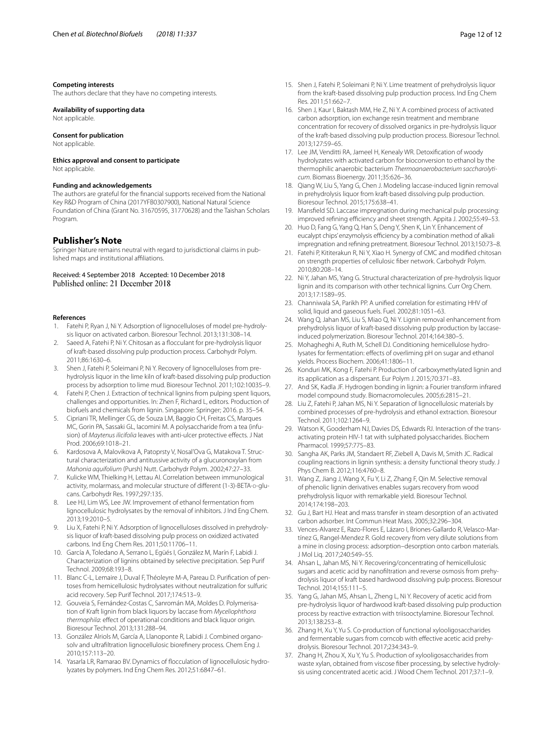**Competing interests**

The authors declare that they have no competing interests.

**Availability of supporting data**

Not applicable.

**Consent for publication**

Not applicable.

**Ethics approval and consent to participate**

Not applicable.

**Funding and acknowledgements**

The authors are grateful for the financial supports received from the National Key R&D Program of China (2017YFB0307900), National Natural Science Foundation of China (Grant No. 31670595, 31770628) and the Taishan Scholars Program.

## Publisher's Note

Springer Nature remains neutral with regard to jurisdictional claims in published maps and institutional affiliations.

Received: 4 September 2018 Accepted: 10 December 2018
Published online: 21 December 2018

**References**

1. Fatehi P, Ryan J, Ni Y. Adsorption of lignocelluloses of model pre-hydrolysis liquor on activated carbon. Bioresour Technol. 2013;131:308–14.
2. Saeed A, Fatehi P, Ni Y. Chitosan as a flocculant for pre-hydrolysis liquor of kraft-based dissolving pulp production process. Carbohydr Polym. 2011;86:1630–6.
3. Shen J, Fatehi P, Soleimani P, Ni Y. Recovery of lignocelluloses from pre-hydrolysis liquor in the lime kiln of kraft-based dissolving pulp production process by adsorption to lime mud. Bioresour Technol. 2011;102:10035–9.
4. Fatehi P, Chen J. Extraction of technical lignins from pulping spent liquors, challenges and opportunities. In: Zhen F, Richard L, editors. Production of biofuels and chemicals from lignin. Singapore: Springer; 2016. p. 35–54.
5. Cipriani TR, Mellinger CG, de Souza LM, Baggio CH, Freitas CS, Marques MC, Gorin PA, Sassaki GL, Iacomini M. A polysaccharide from a tea (infusion) of *Maytenus ilicifolia* leaves with anti-ulcer protective effects. J Nat Prod. 2006;69:1018–21.
6. Kardosova A, Malovikova A, Patoprsty V, Nosal'Ova G, Matakova T. Structural characterization and antitussive activity of a glucuronoxylan from *Mahonia aquifolium* (Pursh) Nutt. Carbohydr Polym. 2002;47:27–33.
7. Kulicke WM, Thielking H, Lettau AI. Correlation between immunological activity, molarmass, and molecular structure of different (1-3)-BETA-D-glucans. Carbohydr Res. 1997;297:135.
8. Lee HJ, Lim WS, Lee JW. Improvement of ethanol fermentation from lignocellulosic hydrolysates by the removal of inhibitors. J Ind Eng Chem. 2013;19:2010–5.
9. Liu X, Fatehi P, Ni Y. Adsorption of lignocelluloses dissolved in prehydrolysis liquor of kraft-based dissolving pulp process on oxidized activated carbons. Ind Eng Chem Res. 2011;50:11706–11.
10. García A, Toledano A, Serrano L, Egüés I, González M, Marín F, Labidi J. Characterization of lignins obtained by selective precipitation. Sep Purif Technol. 2009;68:193–8.
11. Blanc C-L, Lemaire J, Duval F, Théoleyre M-A, Pareau D. Purification of pentoses from hemicellulosic hydrolysates without neutralization for sulfuric acid recovery. Sep Purif Technol. 2017;174:513–9.
12. Gouveia S, Fernández-Costas C, Sanromán MA, Moldes D. Polymerisation of Kraft lignin from black liquors by laccase from *Myceliophthora thermophila*: effect of operational conditions and black liquor origin. Bioresour Technol. 2013;131:288–94.
13. González Alriols M, García A, Llanoponte R, Labidi J. Combined organosolv and ultrafiltration lignocellulosic biorefinery process. Chem Eng J. 2010;157:113–20.
14. Yasarla LR, Ramarao BV. Dynamics of flocculation of lignocellulosic hydrolyzates by polymers. Ind Eng Chem Res. 2012;51:6847–61.
15. Shen J, Fatehi P, Soleimani P, Ni Y. Lime treatment of prehydrolysis liquor from the kraft-based dissolving pulp production process. Ind Eng Chem Res. 2011;51:662–7.
16. Shen J, Kaur I, Baktash MM, He Z, Ni Y. A combined process of activated carbon adsorption, ion exchange resin treatment and membrane concentration for recovery of dissolved organics in pre-hydrolysis liquor of the kraft-based dissolving pulp production process. Bioresour Technol. 2013;127:59–65.
17. Lee JM, Venditti RA, Jameel H, Kenealy WR. Detoxification of woody hydrolyzates with activated carbon for bioconversion to ethanol by the thermophilic anaerobic bacterium *Thermoanaerobacterium saccharolyticum*. Biomass Bioenergy. 2011;35:626–36.
18. Qiang W, Liu S, Yang G, Chen J. Modeling laccase-induced lignin removal in prehydrolysis liquor from kraft-based dissolving pulp production. Bioresour Technol. 2015;175:638–41.
19. Mansfield SD. Laccase impregnation during mechanical pulp processing: improved refining efficiency and sheet strength. Appita J. 2002;55:49–53.
20. Huo D, Fang G, Yang Q, Han S, Deng Y, Shen K, Lin Y. Enhancement of eucalypt chips' enzymolysis efficiency by a combination method of alkali impregnation and refining pretreatment. Bioresour Technol. 2013;150:73–8.
21. Fatehi P, Kititerakun R, Ni Y, Xiao H. Synergy of CMC and modified chitosan on strength properties of cellulosic fiber network. Carbohydr Polym. 2010;80:208–14.
22. Ni Y, Jahan MS, Yang G. Structural characterization of pre-hydrolysis liquor lignin and its comparison with other technical lignins. Curr Org Chem. 2013;17:1589–95.
23. Channiwala SA, Parikh PP. A unified correlation for estimating HHV of solid, liquid and gaseous fuels. Fuel. 2002;81:1051–63.
24. Wang Q, Jahan MS, Liu S, Miao Q, Ni Y. Lignin removal enhancement from prehydrolysis liquor of kraft-based dissolving pulp production by laccase-induced polymerization. Bioresour Technol. 2014;164:380–5.
25. Mohagheghi A, Ruth M, Schell DJ. Conditioning hemicellulose hydrolysates for fermentation: effects of overliming pH on sugar and ethanol yields. Process Biochem. 2006;41:1806–11.
26. Konduri MK, Kong F, Fatehi P. Production of carboxymethylated lignin and its application as a dispersant. Eur Polym J. 2015;70:371–83.
27. And SK, Kadla JF. Hydrogen bonding in lignin: a Fourier transform infrared model compound study. Biomacromolecules. 2005;6:2815–21.
28. Liu Z, Fatehi P, Jahan MS, Ni Y. Separation of lignocellulosic materials by combined processes of pre-hydrolysis and ethanol extraction. Bioresour Technol. 2011;102:1264–9.
29. Watson K, Gooderham NJ, Davies DS, Edwards RJ. Interaction of the transactivating protein HIV-1 tat with sulphated polysaccharides. Biochem Pharmacol. 1999;57:775–83.
30. Sangha AK, Parks JM, Standaert RF, Ziebell A, Davis M, Smith JC. Radical coupling reactions in lignin synthesis: a density functional theory study. J Phys Chem B. 2012;116:4760–8.
31. Wang Z, Jiang J, Wang X, Fu Y, Li Z, Zhang F, Qin M. Selective removal of phenolic lignin derivatives enables sugars recovery from wood prehydrolysis liquor with remarkable yield. Bioresour Technol. 2014;174:198–203.
32. Gu J, Bart HJ. Heat and mass transfer in steam desorption of an activated carbon adsorber. Int Commun Heat Mass. 2005;32:296–304.
33. Vences-Alvarez E, Razo-Flores E, Lázaro I, Briones-Gallardo R, Velasco-Martínez G, Rangel-Mendez R. Gold recovery from very dilute solutions from a mine in closing process: adsorption–desorption onto carbon materials. J Mol Liq. 2017;240:549–55.
34. Ahsan L, Jahan MS, Ni Y. Recovering/concentrating of hemicellulosic sugars and acetic acid by nanofiltration and reverse osmosis from prehydrolysis liquor of kraft based hardwood dissolving pulp process. Bioresour Technol. 2014;155:111–5.
35. Yang G, Jahan MS, Ahsan L, Zheng L, Ni Y. Recovery of acetic acid from pre-hydrolysis liquor of hardwood kraft-based dissolving pulp production process by reactive extraction with triisooctylamine. Bioresour Technol. 2013;138:253–8.
36. Zhang H, Xu Y, Yu S. Co-production of functional xylooligosaccharides and fermentable sugars from corncob with effective acetic acid prehydrolysis. Bioresour Technol. 2017;234:343–9.
37. Zhang H, Zhou X, Xu Y, Yu S. Production of xylooligosaccharides from waste xylan, obtained from viscose fiber processing, by selective hydrolysis using concentrated acetic acid. J Wood Chem Technol. 2017;37:1–9.